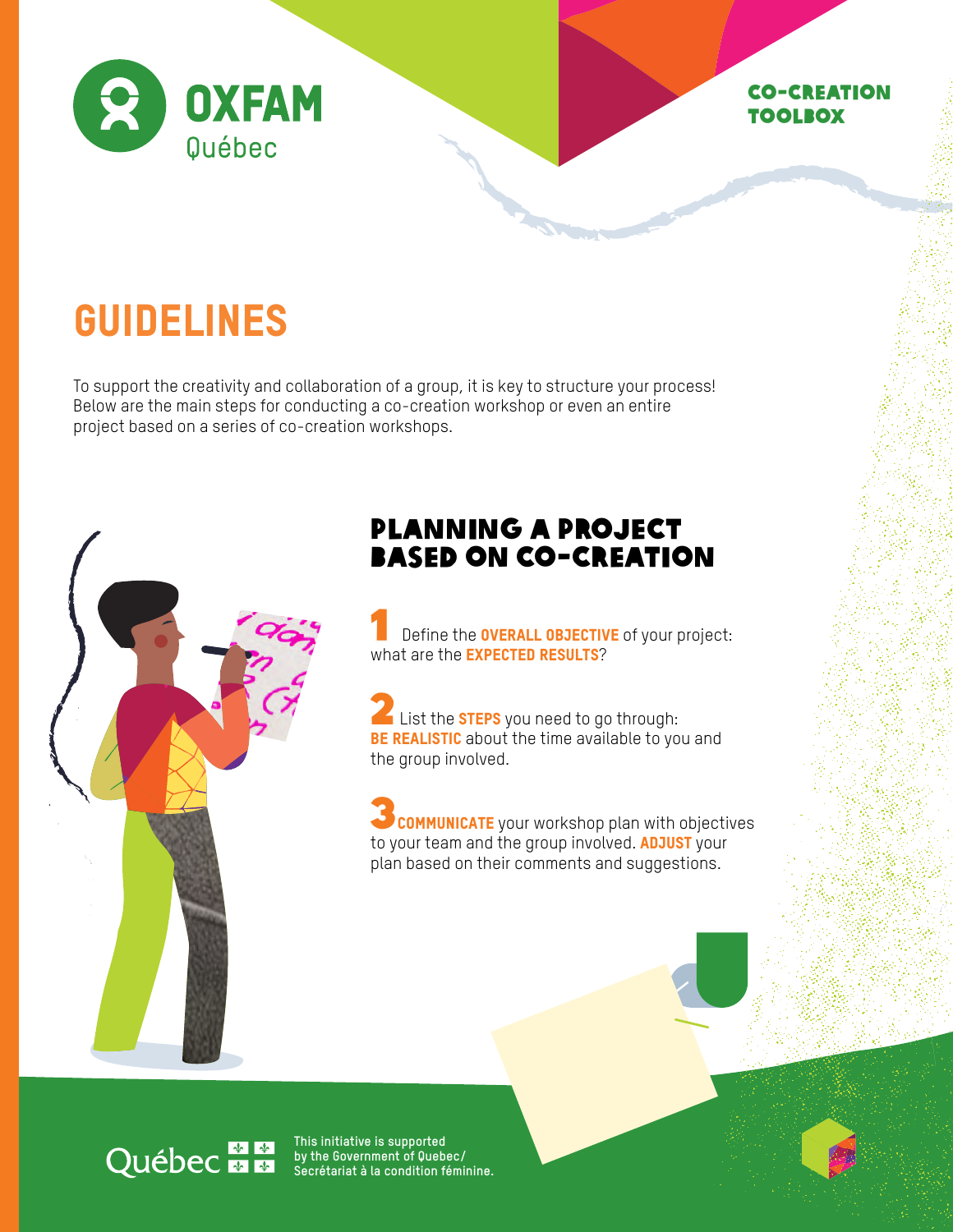OXFAM Québec

CO-CREATION TOOLBOX

# GUIDELINES

To support the creativity and collaboration of a group, it is key to structure your process! Below are the main steps for conducting a co-creation workshop or even an entire project based on a series of co-creation workshops.

## PLANNING A PROJECT BASED ON CO-CREATION

**1** Define the **OVERALL OBJECTIVE** of your project: what are the **EXPECTED RESULTS**?

**2** List the **STEPS** you need to go through: **BE REALISTIC** about the time available to you and the group involved.

**3** **COMMUNICATE** your workshop plan with objectives to your team and the group involved. **ADJUST** your plan based on their comments and suggestions.

Québec

This initiative is supported by the Government of Quebec/ Secrétariat à la condition féminine.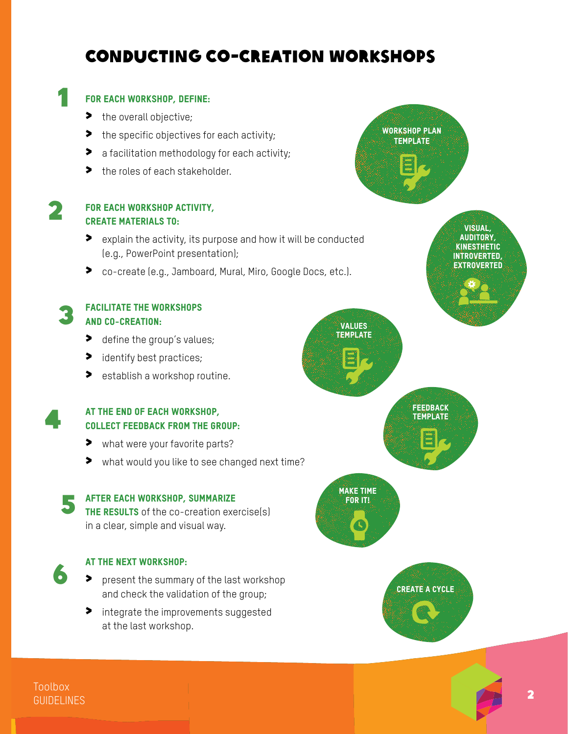# CONDUCTING CO-CREATION WORKSHOPS

**1**

**FOR EACH WORKSHOP, DEFINE:**

- the overall objective;
- the specific objectives for each activity;
- a facilitation methodology for each activity;
- the roles of each stakeholder.

**WORKSHOP PLAN TEMPLATE**

**2**

**FOR EACH WORKSHOP ACTIVITY, CREATE MATERIALS TO:**

- explain the activity, its purpose and how it will be conducted (e.g., PowerPoint presentation);
- co-create (e.g., Jamboard, Mural, Miro, Google Docs, etc.).

**VISUAL, AUDITORY, KINESTHETIC INTROVERTED, EXTROVERTED**

**3**

**FACILITATE THE WORKSHOPS AND CO-CREATION:**

- define the group's values;
- identify best practices;
- establish a workshop routine.

**VALUES TEMPLATE**

**4**

**AT THE END OF EACH WORKSHOP, COLLECT FEEDBACK FROM THE GROUP:**

- what were your favorite parts?
- what would you like to see changed next time?

**FEEDBACK TEMPLATE**

**5**

**AFTER EACH WORKSHOP, SUMMARIZE THE RESULTS** of the co-creation exercise(s) in a clear, simple and visual way.

**MAKE TIME FOR IT!**

**6**

**AT THE NEXT WORKSHOP:**

- present the summary of the last workshop and check the validation of the group;
- integrate the improvements suggested at the last workshop.

**CREATE A CYCLE**

Toolbox GUIDELINES